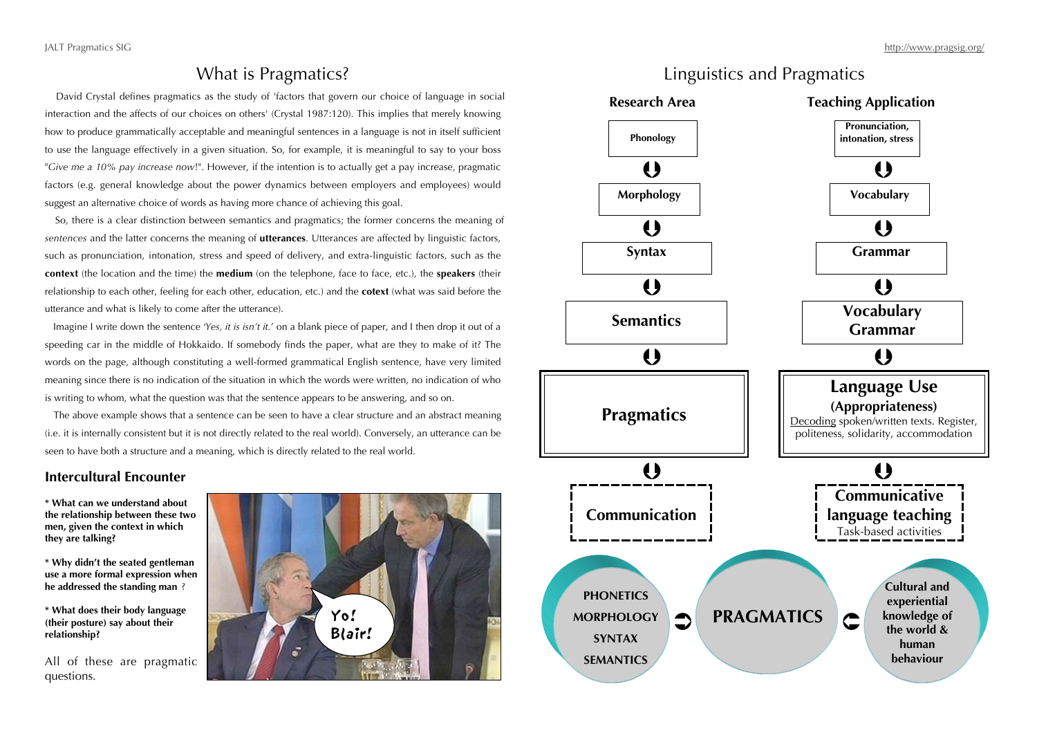# What is Pragmatics?

David Crystal defines pragmatics as the study of 'factors that govern our choice of language in social interaction and the affects of our choices on others' (Crystal 1987:120). This implies that merely knowing how to produce grammatically acceptable and meaningful sentences in a language is not in itself sufficient to use the language effectively in a given situation. So, for example, it is meaningful to say to your boss "*Give me a 10% pay increase now*!". However, if the intention is to actually get a pay increase, pragmatic factors (e.g. general knowledge about the power dynamics between employers and employees) would suggest an alternative choice of words as having more chance of achieving this goal.

So, there is a clear distinction between semantics and pragmatics; the former concerns the meaning of *sentences* and the latter concerns the meaning of **utterances**. Utterances are affected by linguistic factors, such as pronunciation, intonation, stress and speed of delivery, and extra-linguistic factors, such as the **context** (the location and the time) the **medium** (on the telephone, face to face, etc.), the **speakers** (their relationship to each other, feeling for each other, education, etc.) and the **cotext** (what was said before the utterance and what is likely to come after the utterance).

Imagine I write down the sentence *'Yes, it is isn't it.'* on a blank piece of paper, and I then drop it out of a speeding car in the middle of Hokkaido. If somebody finds the paper, what are they to make of it? The words on the page, although constituting a well-formed grammatical English sentence, have very limited meaning since there is no indication of the situation in which the words were written, no indication of who is writing to whom, what the question was that the sentence appears to be answering, and so on.

The above example shows that a sentence can be seen to have a clear structure and an abstract meaning (i.e. it is internally consistent but it is not directly related to the real world). Conversely, an utterance can be seen to have both a structure and a meaning, which is directly related to the real world.

## Intercultural Encounter

**\* What can we understand about the relationship between these two men, given the context in which they are talking?**

**\* Why didn't the seated gentleman use a more formal expression when he addressed the standing man** ?

**\* What does their body language (their posture) say about their relationship?**

All of these are pragmatic questions.

# Linguistics and Pragmatics

| Research Area | Teaching Application |
|---|---|
| Phonology | Pronunciation, intonation, stress |
| ↓ | ↓ |
| Morphology | Vocabulary |
| ↓ | ↓ |
| Syntax | Grammar |
| ↓ | ↓ |
| Semantics | Vocabulary Grammar |
| ↓ | ↓ |
| **Pragmatics** | **Language Use (Appropriateness)** Decoding spoken/written texts. Register, politeness, solidarity, accommodation |
| ↓ | ↓ |
| Communication | Communicative language teaching — Task-based activities |

PHONETICS, MORPHOLOGY, SYNTAX, SEMANTICS → **PRAGMATICS** ← Cultural and experiential knowledge of the world & human behaviour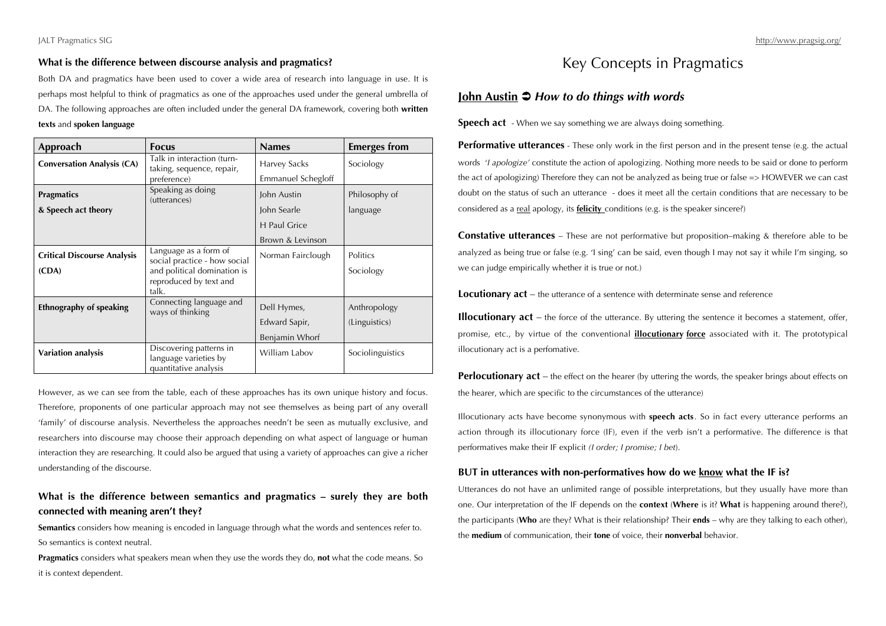### What is the difference between discourse analysis and pragmatics?

Both DA and pragmatics have been used to cover a wide area of research into language in use. It is perhaps most helpful to think of pragmatics as one of the approaches used under the general umbrella of DA. The following approaches are often included under the general DA framework, covering both **written texts** and **spoken language**

| Approach | Focus | Names | Emerges from |
|---|---|---|---|
| **Conversation Analysis (CA)** | Talk in interaction (turn-taking, sequence, repair, preference) | Harvey Sacks<br>Emmanuel Schegloff | Sociology |
| **Pragmatics & Speech act theory** | Speaking as doing (utterances) | John Austin<br>John Searle<br>H Paul Grice<br>Brown & Levinson | Philosophy of language |
| **Critical Discourse Analysis (CDA)** | Language as a form of social practice - how social and political domination is reproduced by text and talk. | Norman Fairclough | Politics<br>Sociology |
| **Ethnography of speaking** | Connecting language and ways of thinking | Dell Hymes,<br>Edward Sapir,<br>Benjamin Whorf | Anthropology<br>(Linguistics) |
| **Variation analysis** | Discovering patterns in language varieties by quantitative analysis | William Labov | Sociolinguistics |

However, as we can see from the table, each of these approaches has its own unique history and focus. Therefore, proponents of one particular approach may not see themselves as being part of any overall 'family' of discourse analysis. Nevertheless the approaches needn't be seen as mutually exclusive, and researchers into discourse may choose their approach depending on what aspect of language or human interaction they are researching. It could also be argued that using a variety of approaches can give a richer understanding of the discourse.

### What is the difference between semantics and pragmatics – surely they are both connected with meaning aren't they?

**Semantics** considers how meaning is encoded in language through what the words and sentences refer to. So semantics is context neutral.

**Pragmatics** considers what speakers mean when they use the words they do, **not** what the code means. So it is context dependent.

# Key Concepts in Pragmatics

## John Austin ➲ *How to do things with words*

**Speech act** - When we say something we are always doing something.

**Performative utterances** - These only work in the first person and in the present tense (e.g. the actual words *'I apologize'* constitute the action of apologizing. Nothing more needs to be said or done to perform the act of apologizing) Therefore they can not be analyzed as being true or false => HOWEVER we can cast doubt on the status of such an utterance - does it meet all the certain conditions that are necessary to be considered as a real apology, its **felicity** conditions (e.g. is the speaker sincere?)

**Constative utterances** – These are not performative but proposition–making & therefore able to be analyzed as being true or false (e.g. 'I sing' can be said, even though I may not say it while I'm singing, so we can judge empirically whether it is true or not.)

**Locutionary act** – the utterance of a sentence with determinate sense and reference

**Illocutionary act** – the force of the utterance. By uttering the sentence it becomes a statement, offer, promise, etc., by virtue of the conventional **illocutionary force** associated with it. The prototypical illocutionary act is a perfomative.

**Perlocutionary act** – the effect on the hearer (by uttering the words, the speaker brings about effects on the hearer, which are specific to the circumstances of the utterance)

Illocutionary acts have become synonymous with **speech acts**. So in fact every utterance performs an action through its illocutionary force (IF), even if the verb isn't a performative. The difference is that performatives make their IF explicit *(I order; I promise; I bet*).

### BUT in utterances with non-performatives how do we know what the IF is?

Utterances do not have an unlimited range of possible interpretations, but they usually have more than one. Our interpretation of the IF depends on the **context** (**Where** is it? **What** is happening around there?), the participants (**Who** are they? What is their relationship? Their **ends** – why are they talking to each other), the **medium** of communication, their **tone** of voice, their **nonverbal** behavior.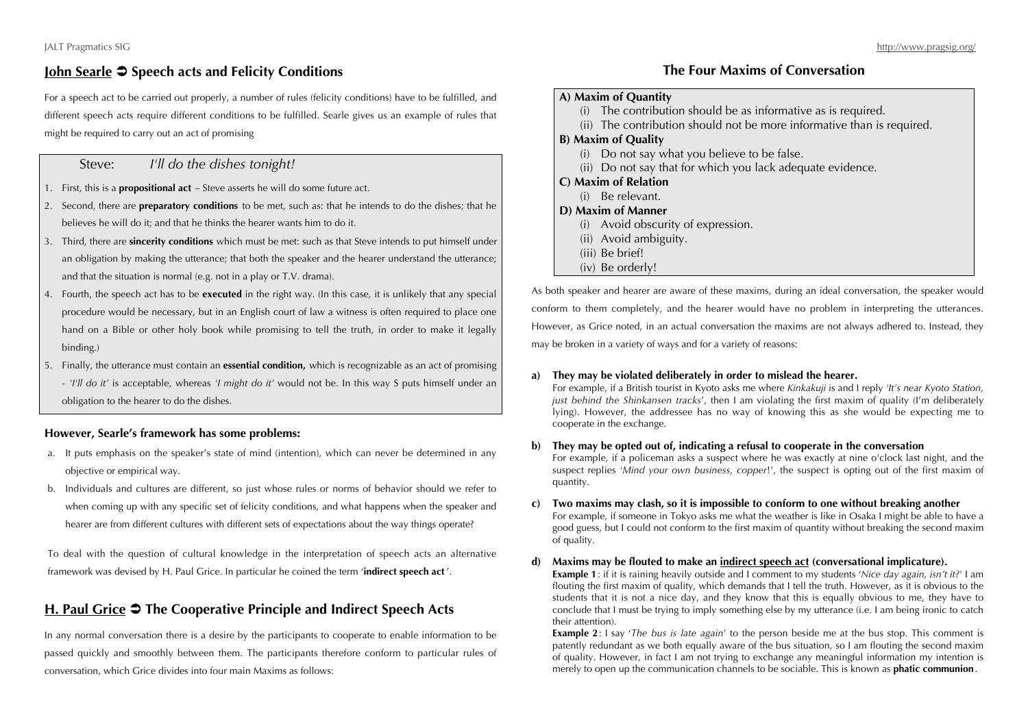## John Searle ➲ Speech acts and Felicity Conditions

For a speech act to be carried out properly, a number of rules (felicity conditions) have to be fulfilled, and different speech acts require different conditions to be fulfilled. Searle gives us an example of rules that might be required to carry out an act of promising

Steve: *I'll do the dishes tonight!*

1. First, this is a **propositional act** – Steve asserts he will do some future act.
2. Second, there are **preparatory conditions** to be met, such as: that he intends to do the dishes; that he believes he will do it; and that he thinks the hearer wants him to do it.
3. Third, there are **sincerity conditions** which must be met: such as that Steve intends to put himself under an obligation by making the utterance; that both the speaker and the hearer understand the utterance; and that the situation is normal (e.g. not in a play or T.V. drama).
4. Fourth, the speech act has to be **executed** in the right way. (In this case, it is unlikely that any special procedure would be necessary, but in an English court of law a witness is often required to place one hand on a Bible or other holy book while promising to tell the truth, in order to make it legally binding.)
5. Finally, the utterance must contain an **essential condition,** which is recognizable as an act of promising - *'I'll do it'* is acceptable, whereas *'I might do it'* would not be. In this way S puts himself under an obligation to the hearer to do the dishes.

**However, Searle's framework has some problems:**

a. It puts emphasis on the speaker's state of mind (intention), which can never be determined in any objective or empirical way.
b. Individuals and cultures are different, so just whose rules or norms of behavior should we refer to when coming up with any specific set of felicity conditions, and what happens when the speaker and hearer are from different cultures with different sets of expectations about the way things operate?

To deal with the question of cultural knowledge in the interpretation of speech acts an alternative framework was devised by H. Paul Grice. In particular he coined the term '**indirect speech act**'.

## H. Paul Grice ➲ The Cooperative Principle and Indirect Speech Acts

In any normal conversation there is a desire by the participants to cooperate to enable information to be passed quickly and smoothly between them. The participants therefore conform to particular rules of conversation, which Grice divides into four main Maxims as follows:

### The Four Maxims of Conversation

**A) Maxim of Quantity**
- (i) The contribution should be as informative as is required.
- (ii) The contribution should not be more informative than is required.

**B) Maxim of Quality**
- (i) Do not say what you believe to be false.
- (ii) Do not say that for which you lack adequate evidence.

**C) Maxim of Relation**
- (i) Be relevant.

**D) Maxim of Manner**
- (i) Avoid obscurity of expression.
- (ii) Avoid ambiguity.
- (iii) Be brief!
- (iv) Be orderly!

As both speaker and hearer are aware of these maxims, during an ideal conversation, the speaker would conform to them completely, and the hearer would have no problem in interpreting the utterances. However, as Grice noted, in an actual conversation the maxims are not always adhered to. Instead, they may be broken in a variety of ways and for a variety of reasons:

**a) They may be violated deliberately in order to mislead the hearer.**
For example, if a British tourist in Kyoto asks me where *Kinkakuji* is and I reply *'It's near Kyoto Station, just behind the Shinkansen tracks'*, then I am violating the first maxim of quality (I'm deliberately lying). However, the addressee has no way of knowing this as she would be expecting me to cooperate in the exchange.

**b) They may be opted out of, indicating a refusal to cooperate in the conversation**
For example, if a policeman asks a suspect where he was exactly at nine o'clock last night, and the suspect replies *'Mind your own business, copper!'*, the suspect is opting out of the first maxim of quantity.

**c) Two maxims may clash, so it is impossible to conform to one without breaking another**
For example, if someone in Tokyo asks me what the weather is like in Osaka I might be able to have a good guess, but I could not conform to the first maxim of quantity without breaking the second maxim of quality.

**d) Maxims may be flouted to make an indirect speech act (conversational implicature).**
**Example 1**: if it is raining heavily outside and I comment to my students '*Nice day again, isn't it?*' I am flouting the first maxim of quality, which demands that I tell the truth. However, as it is obvious to the students that it is not a nice day, and they know that this is equally obvious to me, they have to conclude that I must be trying to imply something else by my utterance (i.e. I am being ironic to catch their attention).
**Example 2**: I say '*The bus is late again*' to the person beside me at the bus stop. This comment is patently redundant as we both equally aware of the bus situation, so I am flouting the second maxim of quality. However, in fact I am not trying to exchange any meaningful information my intention is merely to open up the communication channels to be sociable. This is known as **phatic communion**.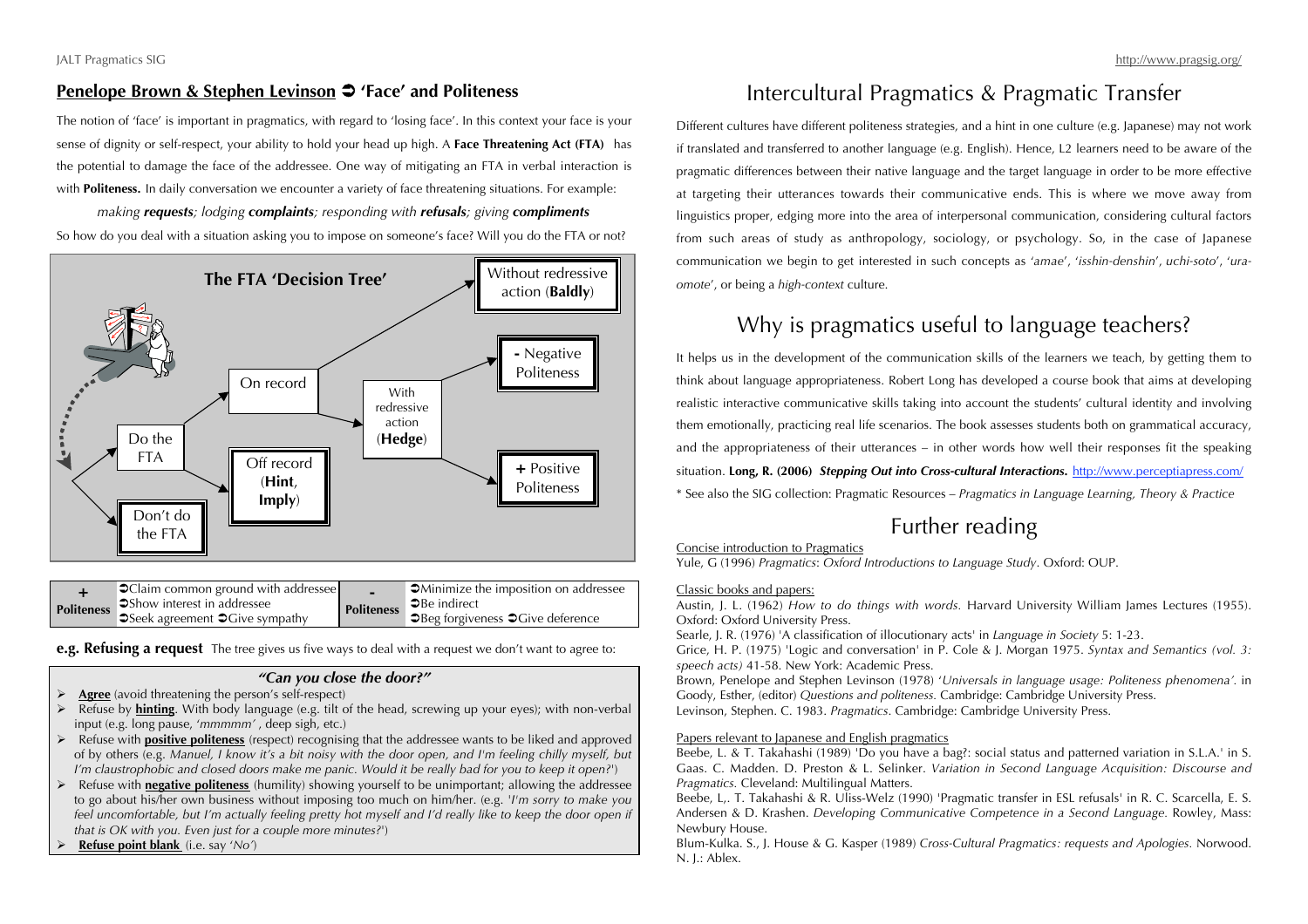## Penelope Brown & Stephen Levinson ➲ 'Face' and Politeness

The notion of 'face' is important in pragmatics, with regard to 'losing face'. In this context your face is your sense of dignity or self-respect, your ability to hold your head up high. A **Face Threatening Act (FTA)** has the potential to damage the face of the addressee. One way of mitigating an FTA in verbal interaction is with **Politeness.** In daily conversation we encounter a variety of face threatening situations. For example:

*making **requests**; lodging **complaints**; responding with **refusals**; giving **compliments***

So how do you deal with a situation asking you to impose on someone's face? Will you do the FTA or not?

**The FTA 'Decision Tree'**

Do the FTA
Don't do the FTA
On record
Off record (**Hint**, **Imply**)
Without redressive action (**Baldly**)
With redressive action (**Hedge**)
**-** Negative Politeness
**+** Positive Politeness

| | | | |
|---|---|---|---|
| **+ Politeness** | ➲Claim common ground with addressee ➲Show interest in addressee ➲Seek agreement ➲Give sympathy | **- Politeness** | ➲Minimize the imposition on addressee ➲Be indirect ➲Beg forgiveness ➲Give deference |

**e.g. Refusing a request** The tree gives us five ways to deal with a request we don't want to agree to:

***"Can you close the door?"***

- **Agree** (avoid threatening the person's self-respect)
- Refuse by **hinting**. With body language (e.g. tilt of the head, screwing up your eyes); with non-verbal input (e.g. long pause, *'mmmmm'* , deep sigh, etc.)
- Refuse with **positive politeness** (respect) recognising that the addressee wants to be liked and approved of by others (e.g. *Manuel, I know it's a bit noisy with the door open, and I'm feeling chilly myself, but I'm claustrophobic and closed doors make me panic. Would it be really bad for you to keep it open?*')
- Refuse with **negative politeness** (humility) showing yourself to be unimportant; allowing the addressee to go about his/her own business without imposing too much on him/her. (e.g. '*I'm sorry to make you feel uncomfortable, but I'm actually feeling pretty hot myself and I'd really like to keep the door open if that is OK with you. Even just for a couple more minutes?*')
- **Refuse point blank** (i.e. say '*No*')

# Intercultural Pragmatics & Pragmatic Transfer

Different cultures have different politeness strategies, and a hint in one culture (e.g. Japanese) may not work if translated and transferred to another language (e.g. English). Hence, L2 learners need to be aware of the pragmatic differences between their native language and the target language in order to be more effective at targeting their utterances towards their communicative ends. This is where we move away from linguistics proper, edging more into the area of interpersonal communication, considering cultural factors from such areas of study as anthropology, sociology, or psychology. So, in the case of Japanese communication we begin to get interested in such concepts as '*amae*', '*isshin-denshin*', *uchi-soto*', '*ura-omote*', or being a *high-context* culture.

# Why is pragmatics useful to language teachers?

It helps us in the development of the communication skills of the learners we teach, by getting them to think about language appropriateness. Robert Long has developed a course book that aims at developing realistic interactive communicative skills taking into account the students' cultural identity and involving them emotionally, practicing real life scenarios. The book assesses students both on grammatical accuracy, and the appropriateness of their utterances – in other words how well their responses fit the speaking situation. **Long, R. (2006)** ***Stepping Out into Cross-cultural Interactions.*** http://www.perceptiapress.com/

\* See also the SIG collection: Pragmatic Resources – *Pragmatics in Language Learning, Theory & Practice*

# Further reading

Concise introduction to Pragmatics

Yule, G (1996) *Pragmatics*: *Oxford Introductions to Language Study*. Oxford: OUP.

Classic books and papers:

Austin, J. L. (1962) *How to do things with words.* Harvard University William James Lectures (1955). Oxford: Oxford University Press.

Searle, J. R. (1976) 'A classification of illocutionary acts' in *Language in Society* 5: 1-23.

Grice, H. P. (1975) 'Logic and conversation' in P. Cole & J. Morgan 1975. *Syntax and Semantics (vol. 3: speech acts)* 41-58. New York: Academic Press.

Brown, Penelope and Stephen Levinson (1978) '*Universals in language usage: Politeness phenomena'.* in Goody, Esther, (editor) *Questions and politeness.* Cambridge: Cambridge University Press.

Levinson, Stephen. C. 1983. *Pragmatics*. Cambridge: Cambridge University Press.

Papers relevant to Japanese and English pragmatics

Beebe, L. & T. Takahashi (1989) 'Do you have a bag?: social status and patterned variation in S.L.A.' in S. Gaas. C. Madden. D. Preston & L. Selinker. *Variation in Second Language Acquisition: Discourse and Pragmatics.* Cleveland: Multilingual Matters.

Beebe, L,. T. Takahashi & R. Uliss-Welz (1990) 'Pragmatic transfer in ESL refusals' in R. C. Scarcella, E. S. Andersen & D. Krashen. *Developing Communicative Competence in a Second Language.* Rowley, Mass: Newbury House.

Blum-Kulka. S., J. House & G. Kasper (1989) *Cross-Cultural Pragmatics: requests and Apologies.* Norwood. N. J.: Ablex.